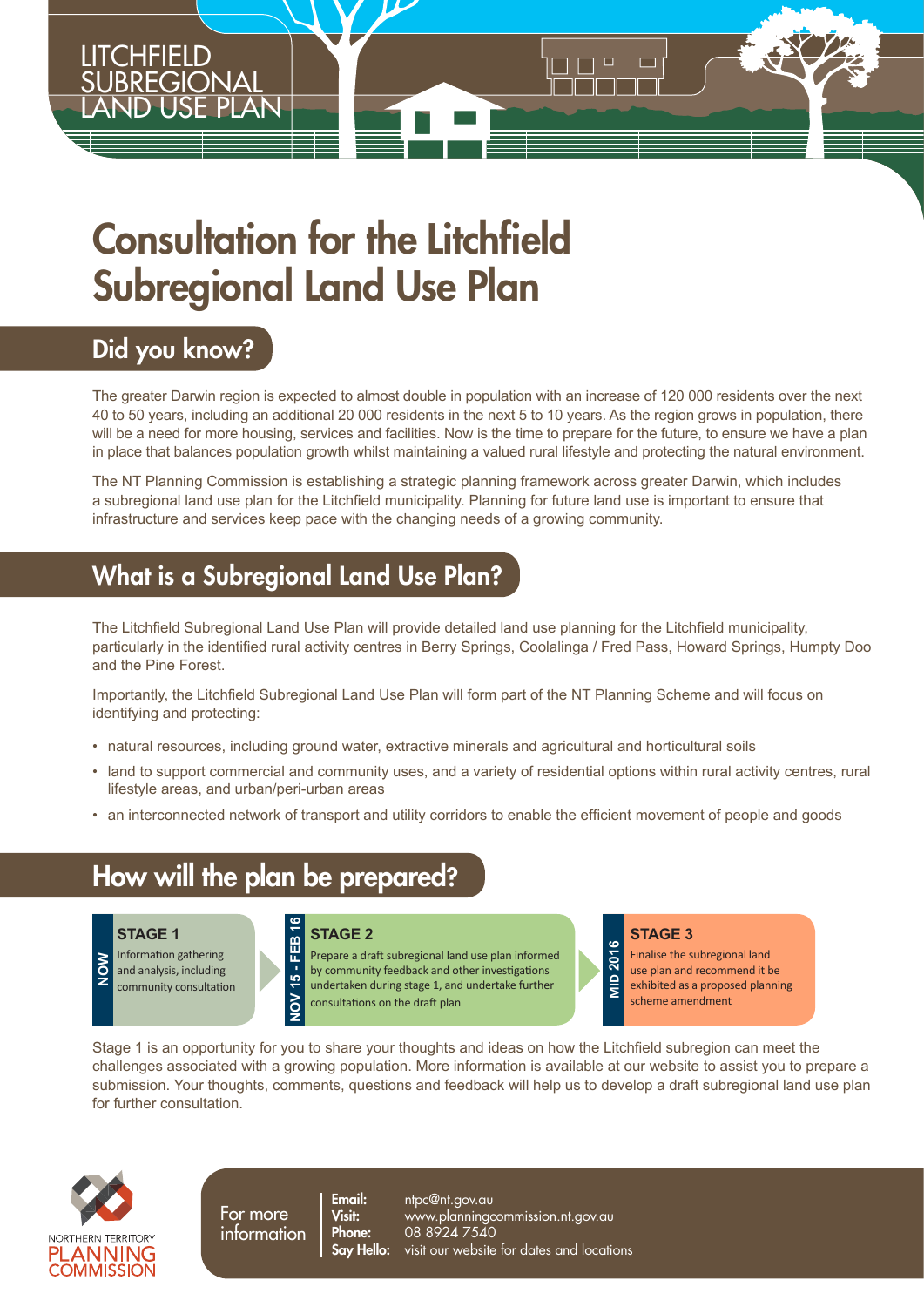LITCHFIELD SUBREGIONAL LAND USE PLAN

# Consultation for the Litchfield Subregional Land Use Plan

## Did you know?

The greater Darwin region is expected to almost double in population with an increase of 120 000 residents over the next 40 to 50 years, including an additional 20 000 residents in the next 5 to 10 years. As the region grows in population, there will be a need for more housing, services and facilities. Now is the time to prepare for the future, to ensure we have a plan in place that balances population growth whilst maintaining a valued rural lifestyle and protecting the natural environment.

The NT Planning Commission is establishing a strategic planning framework across greater Darwin, which includes a subregional land use plan for the Litchfield municipality. Planning for future land use is important to ensure that infrastructure and services keep pace with the changing needs of a growing community.

## What is a Subregional Land Use Plan?

The Litchfield Subregional Land Use Plan will provide detailed land use planning for the Litchfield municipality, particularly in the identified rural activity centres in Berry Springs, Coolalinga / Fred Pass, Howard Springs, Humpty Doo and the Pine Forest.

Importantly, the Litchfield Subregional Land Use Plan will form part of the NT Planning Scheme and will focus on identifying and protecting:

- natural resources, including ground water, extractive minerals and agricultural and horticultural soils
- land to support commercial and community uses, and a variety of residential options within rural activity centres, rural lifestyle areas, and urban/peri-urban areas
- an interconnected network of transport and utility corridors to enable the efficient movement of people and goods

## How will the plan be prepared?

**NOW — STAGE 1**
Information gathering and analysis, including community consultation

**NOV 15 - FEB 16 — STAGE 2**
Prepare a draft subregional land use plan informed by community feedback and other investigations undertaken during stage 1, and undertake further consultations on the draft plan

**MID 2016 — STAGE 3**
Finalise the subregional land use plan and recommend it be exhibited as a proposed planning scheme amendment

Stage 1 is an opportunity for you to share your thoughts and ideas on how the Litchfield subregion can meet the challenges associated with a growing population. More information is available at our website to assist you to prepare a submission. Your thoughts, comments, questions and feedback will help us to develop a draft subregional land use plan for further consultation.

NORTHERN TERRITORY PLANNING COMMISSION

For more information

**Email:** ntpc@nt.gov.au
**Visit:** www.planningcommission.nt.gov.au
**Phone:** 08 8924 7540
**Say Hello:** visit our website for dates and locations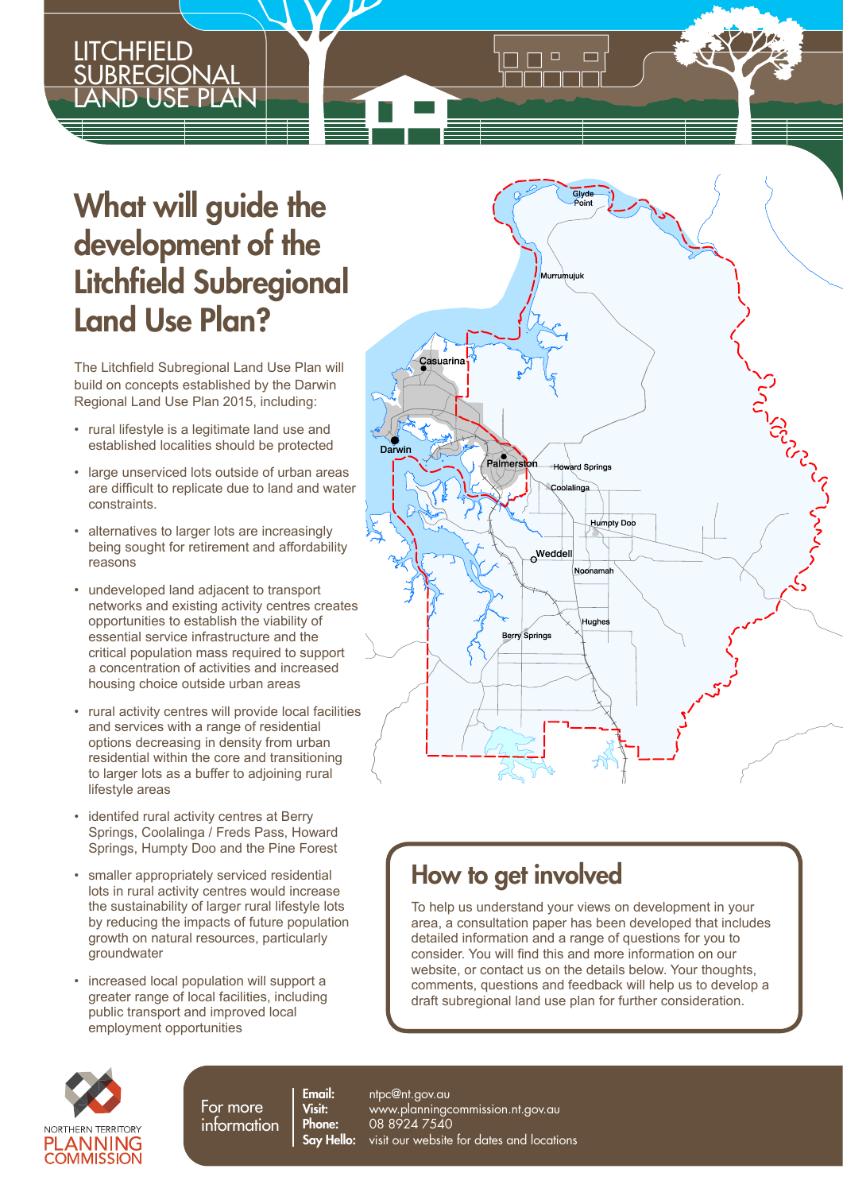LITCHFIELD SUBREGIONAL LAND USE PLAN

# What will guide the development of the Litchfield Subregional Land Use Plan?

The Litchfield Subregional Land Use Plan will build on concepts established by the Darwin Regional Land Use Plan 2015, including:

- rural lifestyle is a legitimate land use and established localities should be protected
- large unserviced lots outside of urban areas are difficult to replicate due to land and water constraints.
- alternatives to larger lots are increasingly being sought for retirement and affordability reasons
- undeveloped land adjacent to transport networks and existing activity centres creates opportunities to establish the viability of essential service infrastructure and the critical population mass required to support a concentration of activities and increased housing choice outside urban areas
- rural activity centres will provide local facilities and services with a range of residential options decreasing in density from urban residential within the core and transitioning to larger lots as a buffer to adjoining rural lifestyle areas
- identifed rural activity centres at Berry Springs, Coolalinga / Freds Pass, Howard Springs, Humpty Doo and the Pine Forest
- smaller appropriately serviced residential lots in rural activity centres would increase the sustainability of larger rural lifestyle lots by reducing the impacts of future population growth on natural resources, particularly groundwater
- increased local population will support a greater range of local facilities, including public transport and improved local employment opportunities

Glyde Point
Murrumujuk
Casuarina
Darwin
Palmerston
Howard Springs
Coolalinga
Humpty Doo
Weddell
Noonamah
Hughes
Berry Springs

## How to get involved

To help us understand your views on development in your area, a consultation paper has been developed that includes detailed information and a range of questions for you to consider. You will find this and more information on our website, or contact us on the details below. Your thoughts, comments, questions and feedback will help us to develop a draft subregional land use plan for further consideration.

NORTHERN TERRITORY PLANNING COMMISSION

For more information

**Email:** ntpc@nt.gov.au
**Visit:** www.planningcommission.nt.gov.au
**Phone:** 08 8924 7540
**Say Hello:** visit our website for dates and locations